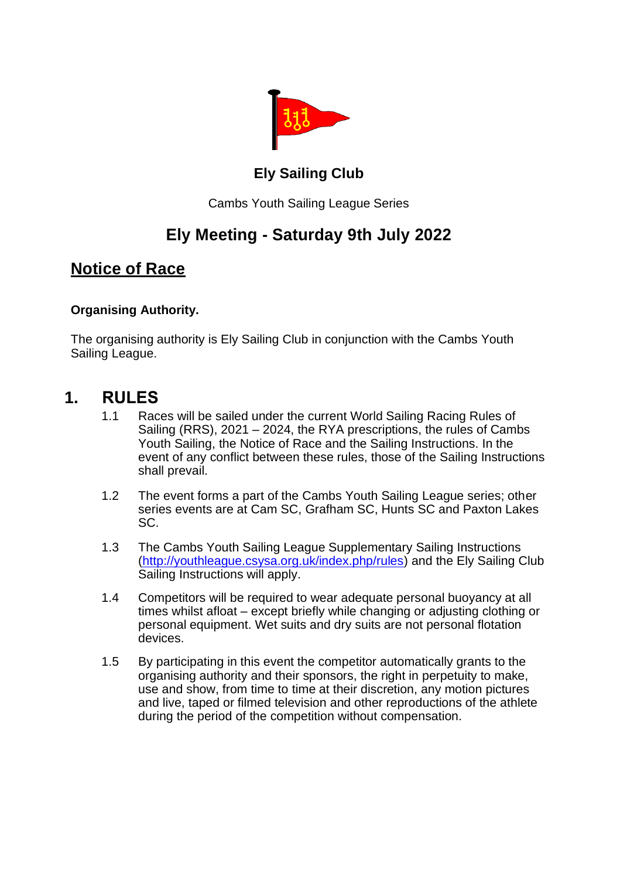**Ely Sailing Club**

Cambs Youth Sailing League Series

# Ely Meeting - Saturday 9th July 2022

## Notice of Race

**Organising Authority.**

The organising authority is Ely Sailing Club in conjunction with the Cambs Youth Sailing League.

## 1. RULES

1.1 Races will be sailed under the current World Sailing Racing Rules of Sailing (RRS), 2021 – 2024, the RYA prescriptions, the rules of Cambs Youth Sailing, the Notice of Race and the Sailing Instructions. In the event of any conflict between these rules, those of the Sailing Instructions shall prevail.

1.2 The event forms a part of the Cambs Youth Sailing League series; other series events are at Cam SC, Grafham SC, Hunts SC and Paxton Lakes SC.

1.3 The Cambs Youth Sailing League Supplementary Sailing Instructions (http://youthleague.csysa.org.uk/index.php/rules) and the Ely Sailing Club Sailing Instructions will apply.

1.4 Competitors will be required to wear adequate personal buoyancy at all times whilst afloat – except briefly while changing or adjusting clothing or personal equipment. Wet suits and dry suits are not personal flotation devices.

1.5 By participating in this event the competitor automatically grants to the organising authority and their sponsors, the right in perpetuity to make, use and show, from time to time at their discretion, any motion pictures and live, taped or filmed television and other reproductions of the athlete during the period of the competition without compensation.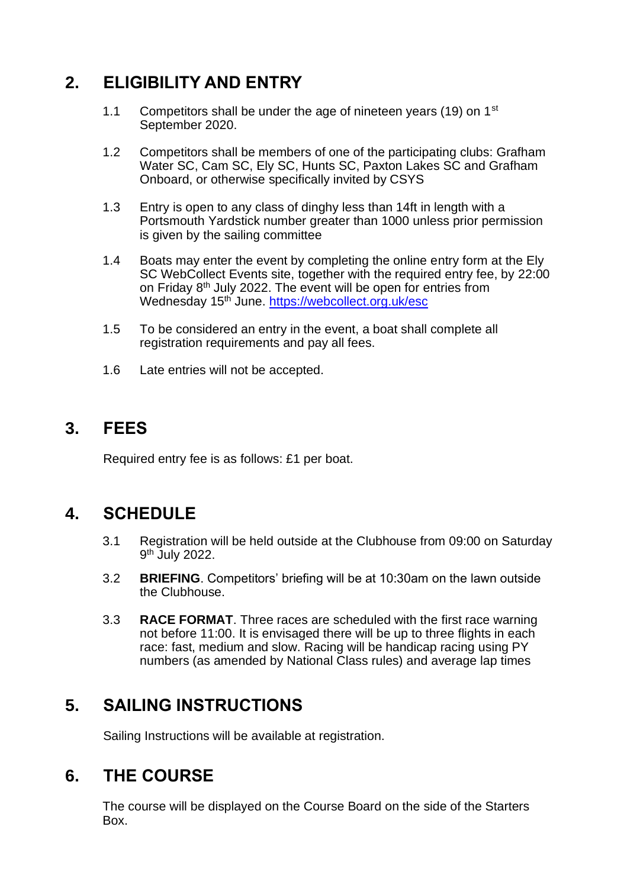## 2. ELIGIBILITY AND ENTRY

1.1 Competitors shall be under the age of nineteen years (19) on 1st September 2020.

1.2 Competitors shall be members of one of the participating clubs: Grafham Water SC, Cam SC, Ely SC, Hunts SC, Paxton Lakes SC and Grafham Onboard, or otherwise specifically invited by CSYS

1.3 Entry is open to any class of dinghy less than 14ft in length with a Portsmouth Yardstick number greater than 1000 unless prior permission is given by the sailing committee

1.4 Boats may enter the event by completing the online entry form at the Ely SC WebCollect Events site, together with the required entry fee, by 22:00 on Friday 8th July 2022. The event will be open for entries from Wednesday 15th June. [https://webcollect.org.uk/esc](https://webcollect.org.uk/esc)

1.5 To be considered an entry in the event, a boat shall complete all registration requirements and pay all fees.

1.6 Late entries will not be accepted.

## 3. FEES

Required entry fee is as follows: £1 per boat.

## 4. SCHEDULE

3.1 Registration will be held outside at the Clubhouse from 09:00 on Saturday 9th July 2022.

3.2 **BRIEFING**. Competitors' briefing will be at 10:30am on the lawn outside the Clubhouse.

3.3 **RACE FORMAT**. Three races are scheduled with the first race warning not before 11:00. It is envisaged there will be up to three flights in each race: fast, medium and slow. Racing will be handicap racing using PY numbers (as amended by National Class rules) and average lap times

## 5. SAILING INSTRUCTIONS

Sailing Instructions will be available at registration.

## 6. THE COURSE

The course will be displayed on the Course Board on the side of the Starters Box.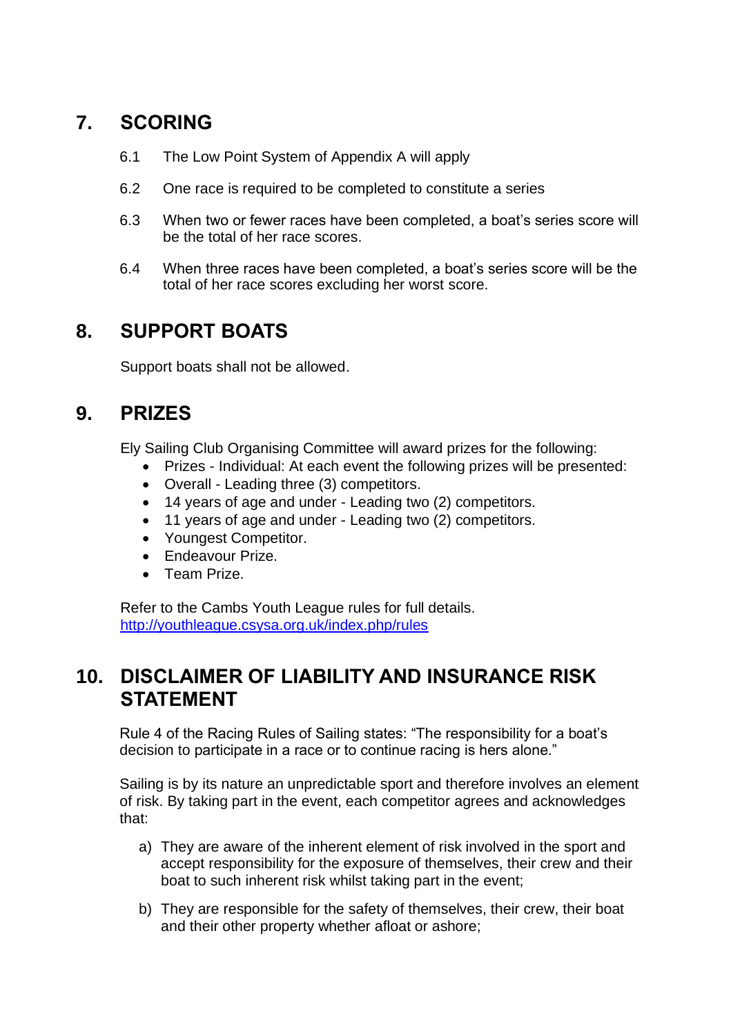## 7. SCORING

6.1 The Low Point System of Appendix A will apply

6.2 One race is required to be completed to constitute a series

6.3 When two or fewer races have been completed, a boat's series score will be the total of her race scores.

6.4 When three races have been completed, a boat's series score will be the total of her race scores excluding her worst score.

## 8. SUPPORT BOATS

Support boats shall not be allowed.

## 9. PRIZES

Ely Sailing Club Organising Committee will award prizes for the following:

- Prizes - Individual: At each event the following prizes will be presented:
- Overall - Leading three (3) competitors.
- 14 years of age and under - Leading two (2) competitors.
- 11 years of age and under - Leading two (2) competitors.
- Youngest Competitor.
- Endeavour Prize.
- Team Prize.

Refer to the Cambs Youth League rules for full details.
http://youthleague.csysa.org.uk/index.php/rules

## 10. DISCLAIMER OF LIABILITY AND INSURANCE RISK STATEMENT

Rule 4 of the Racing Rules of Sailing states: "The responsibility for a boat's decision to participate in a race or to continue racing is hers alone."

Sailing is by its nature an unpredictable sport and therefore involves an element of risk. By taking part in the event, each competitor agrees and acknowledges that:

a) They are aware of the inherent element of risk involved in the sport and accept responsibility for the exposure of themselves, their crew and their boat to such inherent risk whilst taking part in the event;

b) They are responsible for the safety of themselves, their crew, their boat and their other property whether afloat or ashore;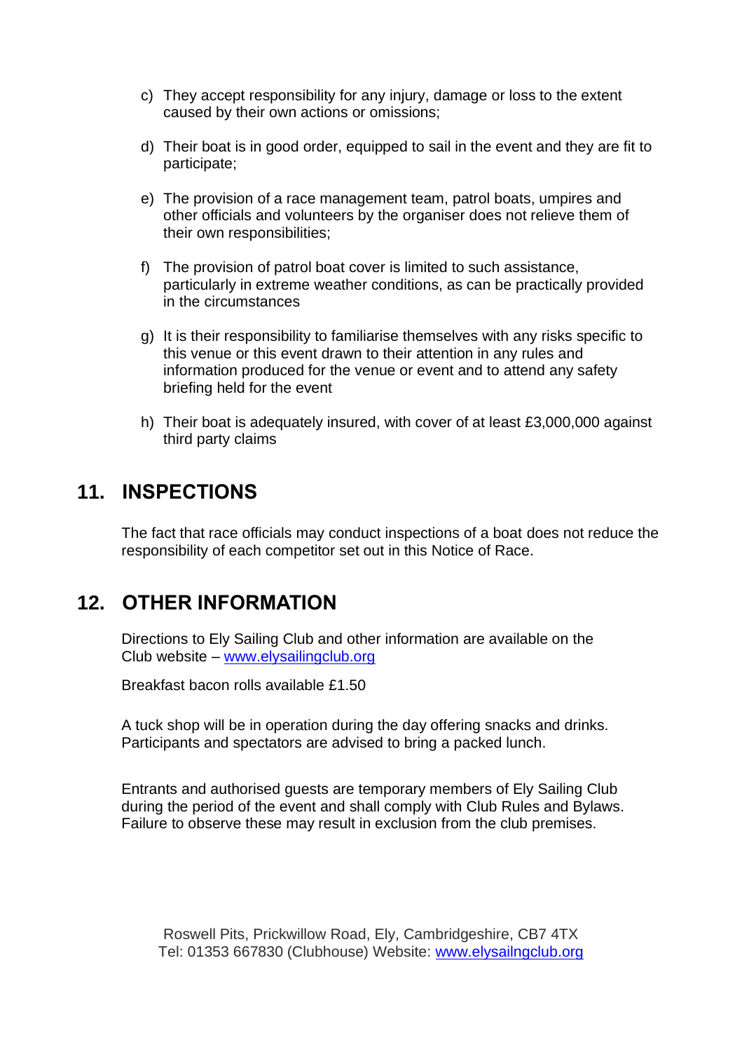c) They accept responsibility for any injury, damage or loss to the extent caused by their own actions or omissions;

d) Their boat is in good order, equipped to sail in the event and they are fit to participate;

e) The provision of a race management team, patrol boats, umpires and other officials and volunteers by the organiser does not relieve them of their own responsibilities;

f) The provision of patrol boat cover is limited to such assistance, particularly in extreme weather conditions, as can be practically provided in the circumstances

g) It is their responsibility to familiarise themselves with any risks specific to this venue or this event drawn to their attention in any rules and information produced for the venue or event and to attend any safety briefing held for the event

h) Their boat is adequately insured, with cover of at least £3,000,000 against third party claims

## 11. INSPECTIONS

The fact that race officials may conduct inspections of a boat does not reduce the responsibility of each competitor set out in this Notice of Race.

## 12. OTHER INFORMATION

Directions to Ely Sailing Club and other information are available on the Club website – [www.elysailingclub.org](http://www.elysailingclub.org)

Breakfast bacon rolls available £1.50

A tuck shop will be in operation during the day offering snacks and drinks. Participants and spectators are advised to bring a packed lunch.

Entrants and authorised guests are temporary members of Ely Sailing Club during the period of the event and shall comply with Club Rules and Bylaws. Failure to observe these may result in exclusion from the club premises.